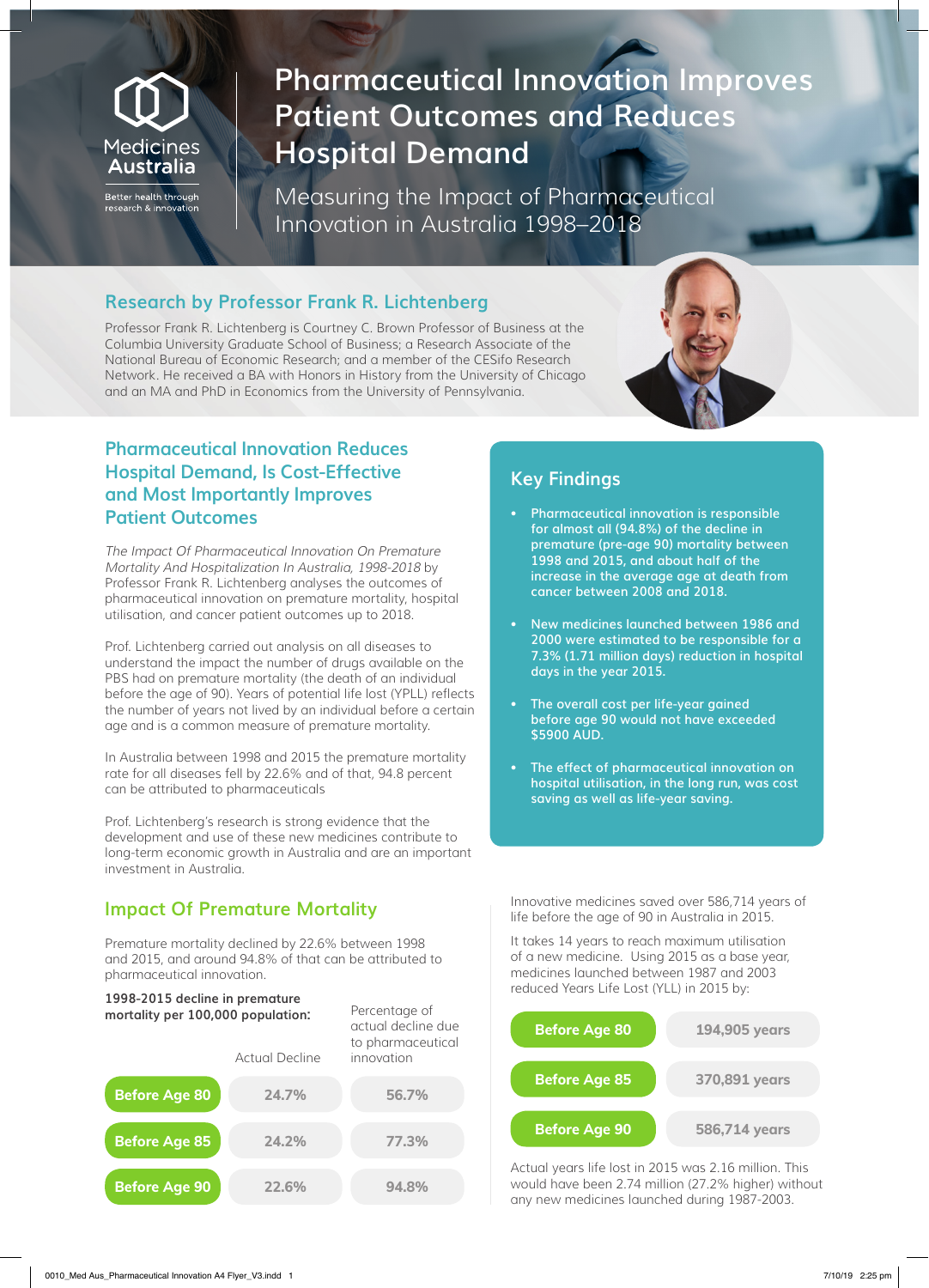Medicines Australia

Better health through research & innovation

# Pharmaceutical Innovation Improves Patient Outcomes and Reduces Hospital Demand

Measuring the Impact of Pharmaceutical Innovation in Australia 1998–2018

## Research by Professor Frank R. Lichtenberg

Professor Frank R. Lichtenberg is Courtney C. Brown Professor of Business at the Columbia University Graduate School of Business; a Research Associate of the National Bureau of Economic Research; and a member of the CESifo Research Network. He received a BA with Honors in History from the University of Chicago and an MA and PhD in Economics from the University of Pennsylvania.

## Pharmaceutical Innovation Reduces Hospital Demand, Is Cost-Effective and Most Importantly Improves Patient Outcomes

*The Impact Of Pharmaceutical Innovation On Premature Mortality And Hospitalization In Australia, 1998-2018* by Professor Frank R. Lichtenberg analyses the outcomes of pharmaceutical innovation on premature mortality, hospital utilisation, and cancer patient outcomes up to 2018.

Prof. Lichtenberg carried out analysis on all diseases to understand the impact the number of drugs available on the PBS had on premature mortality (the death of an individual before the age of 90). Years of potential life lost (YPLL) reflects the number of years not lived by an individual before a certain age and is a common measure of premature mortality.

In Australia between 1998 and 2015 the premature mortality rate for all diseases fell by 22.6% and of that, 94.8 percent can be attributed to pharmaceuticals

Prof. Lichtenberg's research is strong evidence that the development and use of these new medicines contribute to long-term economic growth in Australia and are an important investment in Australia.

## Key Findings

- Pharmaceutical innovation is responsible for almost all (94.8%) of the decline in premature (pre-age 90) mortality between 1998 and 2015, and about half of the increase in the average age at death from cancer between 2008 and 2018.
- New medicines launched between 1986 and 2000 were estimated to be responsible for a 7.3% (1.71 million days) reduction in hospital days in the year 2015.
- The overall cost per life-year gained before age 90 would not have exceeded $5900 AUD.
- The effect of pharmaceutical innovation on hospital utilisation, in the long run, was cost saving as well as life-year saving.

## Impact Of Premature Mortality

Premature mortality declined by 22.6% between 1998 and 2015, and around 94.8% of that can be attributed to pharmaceutical innovation.

**1998-2015 decline in premature mortality per 100,000 population:**

| | Actual Decline | Percentage of actual decline due to pharmaceutical innovation |
|---|---|---|
| **Before Age 80** | 24.7% | 56.7% |
| **Before Age 85** | 24.2% | 77.3% |
| **Before Age 90** | 22.6% | 94.8% |

Innovative medicines saved over 586,714 years of life before the age of 90 in Australia in 2015.

It takes 14 years to reach maximum utilisation of a new medicine. Using 2015 as a base year, medicines launched between 1987 and 2003 reduced Years Life Lost (YLL) in 2015 by:

| | |
|---|---|
| **Before Age 80** | 194,905 years |
| **Before Age 85** | 370,891 years |
| **Before Age 90** | 586,714 years |

Actual years life lost in 2015 was 2.16 million. This would have been 2.74 million (27.2% higher) without any new medicines launched during 1987-2003.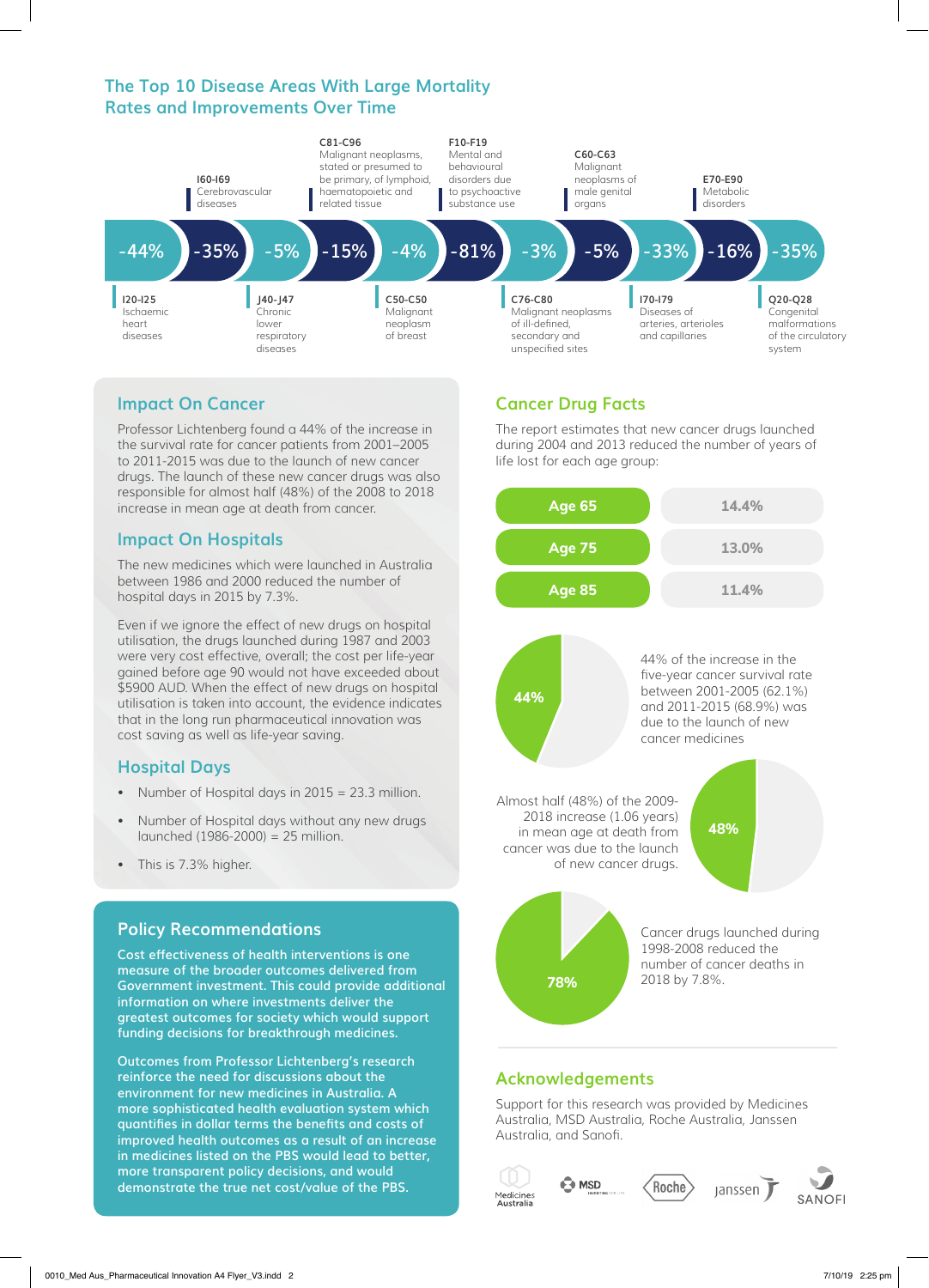## The Top 10 Disease Areas With Large Mortality Rates and Improvements Over Time

-44% — I20-I25 Ischaemic heart diseases

-35% — I60-I69 Cerebrovascular diseases

-5% — J40-J47 Chronic lower respiratory diseases

-15% — C81-C96 Malignant neoplasms, stated or presumed to be primary, of lymphoid, haematopoietic and related tissue

-4% — C50-C50 Malignant neoplasm of breast

-81% — F10-F19 Mental and behavioural disorders due to psychoactive substance use

-3% — C76-C80 Malignant neoplasms of ill-defined, secondary and unspecified sites

-5% — C60-C63 Malignant neoplasms of male genital organs

-33% — I70-I79 Diseases of arteries, arterioles and capillaries

-16% — E70-E90 Metabolic disorders

-35% — Q20-Q28 Congenital malformations of the circulatory system

## Impact On Cancer

Professor Lichtenberg found a 44% of the increase in the survival rate for cancer patients from 2001–2005 to 2011-2015 was due to the launch of new cancer drugs. The launch of these new cancer drugs was also responsible for almost half (48%) of the 2008 to 2018 increase in mean age at death from cancer.

## Impact On Hospitals

The new medicines which were launched in Australia between 1986 and 2000 reduced the number of hospital days in 2015 by 7.3%.

Even if we ignore the effect of new drugs on hospital utilisation, the drugs launched during 1987 and 2003 were very cost effective, overall; the cost per life-year gained before age 90 would not have exceeded about $5900 AUD. When the effect of new drugs on hospital utilisation is taken into account, the evidence indicates that in the long run pharmaceutical innovation was cost saving as well as life-year saving.

## Hospital Days

- Number of Hospital days in 2015 = 23.3 million.
- Number of Hospital days without any new drugs launched (1986-2000) = 25 million.
- This is 7.3% higher.

## Policy Recommendations

Cost effectiveness of health interventions is one measure of the broader outcomes delivered from Government investment. This could provide additional information on where investments deliver the greatest outcomes for society which would support funding decisions for breakthrough medicines.

Outcomes from Professor Lichtenberg's research reinforce the need for discussions about the environment for new medicines in Australia. A more sophisticated health evaluation system which quantifies in dollar terms the benefits and costs of improved health outcomes as a result of an increase in medicines listed on the PBS would lead to better, more transparent policy decisions, and would demonstrate the true net cost/value of the PBS.

## Cancer Drug Facts

The report estimates that new cancer drugs launched during 2004 and 2013 reduced the number of years of life lost for each age group:

| | |
|---|---|
| Age 65 | 14.4% |
| Age 75 | 13.0% |
| Age 85 | 11.4% |

44%

44% of the increase in the five-year cancer survival rate between 2001-2005 (62.1%) and 2011-2015 (68.9%) was due to the launch of new cancer medicines

48%

Almost half (48%) of the 2009-2018 increase (1.06 years) in mean age at death from cancer was due to the launch of new cancer drugs.

78%

Cancer drugs launched during 1998-2008 reduced the number of cancer deaths in 2018 by 7.8%.

## Acknowledgements

Support for this research was provided by Medicines Australia, MSD Australia, Roche Australia, Janssen Australia, and Sanofi.

Medicines Australia · MSD · Roche · janssen · SANOFI